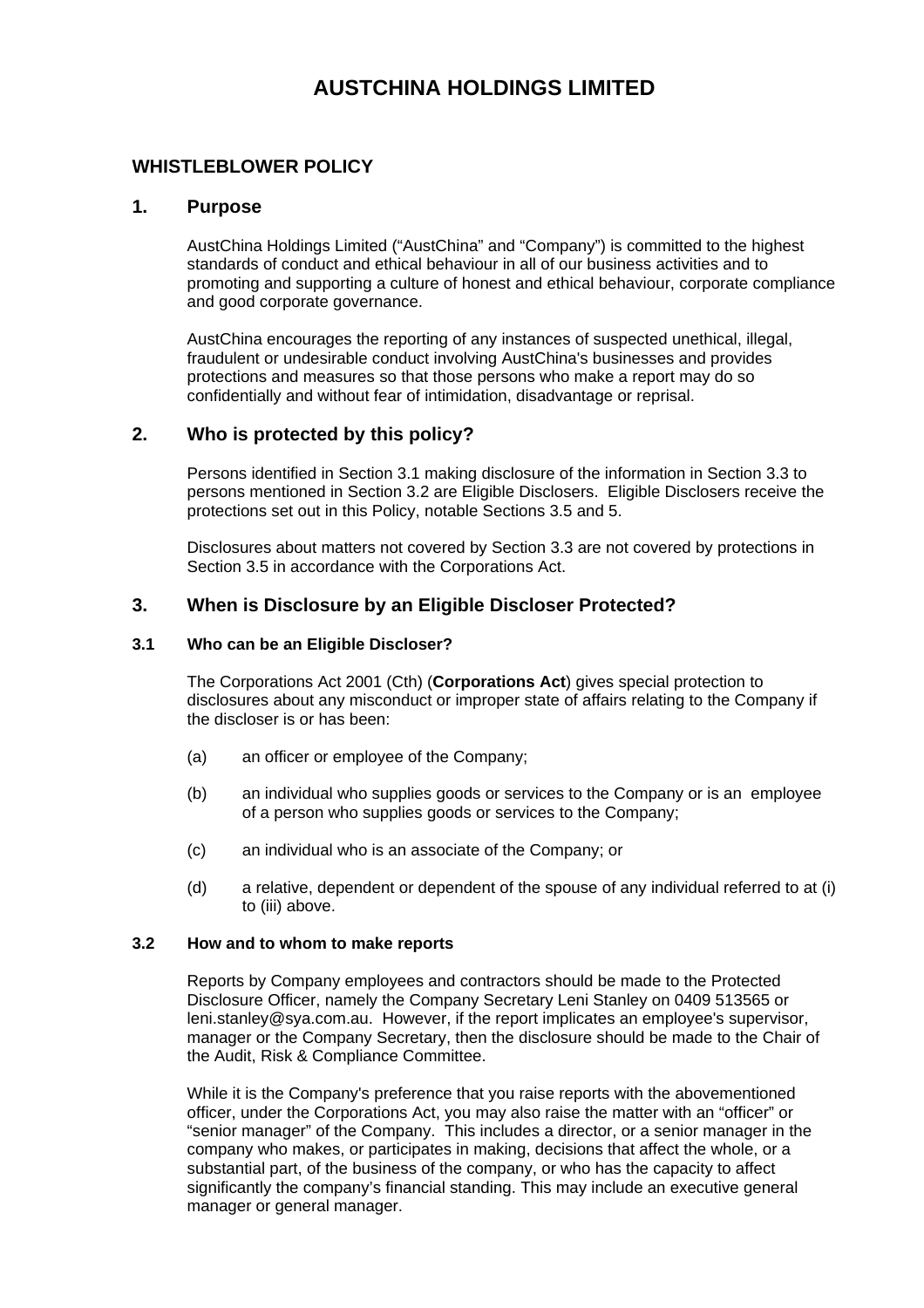# AUSTCHINA HOLDINGS LIMITED

## WHISTLEBLOWER POLICY

## 1. Purpose

AustChina Holdings Limited ("AustChina" and "Company") is committed to the highest standards of conduct and ethical behaviour in all of our business activities and to promoting and supporting a culture of honest and ethical behaviour, corporate compliance and good corporate governance.

AustChina encourages the reporting of any instances of suspected unethical, illegal, fraudulent or undesirable conduct involving AustChina's businesses and provides protections and measures so that those persons who make a report may do so confidentially and without fear of intimidation, disadvantage or reprisal.

## 2. Who is protected by this policy?

Persons identified in Section 3.1 making disclosure of the information in Section 3.3 to persons mentioned in Section 3.2 are Eligible Disclosers. Eligible Disclosers receive the protections set out in this Policy, notable Sections 3.5 and 5.

Disclosures about matters not covered by Section 3.3 are not covered by protections in Section 3.5 in accordance with the Corporations Act.

## 3. When is Disclosure by an Eligible Discloser Protected?

### 3.1 Who can be an Eligible Discloser?

The Corporations Act 2001 (Cth) (**Corporations Act**) gives special protection to disclosures about any misconduct or improper state of affairs relating to the Company if the discloser is or has been:

(a) an officer or employee of the Company;

(b) an individual who supplies goods or services to the Company or is an employee of a person who supplies goods or services to the Company;

(c) an individual who is an associate of the Company; or

(d) a relative, dependent or dependent of the spouse of any individual referred to at (i) to (iii) above.

### 3.2 How and to whom to make reports

Reports by Company employees and contractors should be made to the Protected Disclosure Officer, namely the Company Secretary Leni Stanley on 0409 513565 or leni.stanley@sya.com.au. However, if the report implicates an employee's supervisor, manager or the Company Secretary, then the disclosure should be made to the Chair of the Audit, Risk & Compliance Committee.

While it is the Company's preference that you raise reports with the abovementioned officer, under the Corporations Act, you may also raise the matter with an "officer" or "senior manager" of the Company. This includes a director, or a senior manager in the company who makes, or participates in making, decisions that affect the whole, or a substantial part, of the business of the company, or who has the capacity to affect significantly the company's financial standing. This may include an executive general manager or general manager.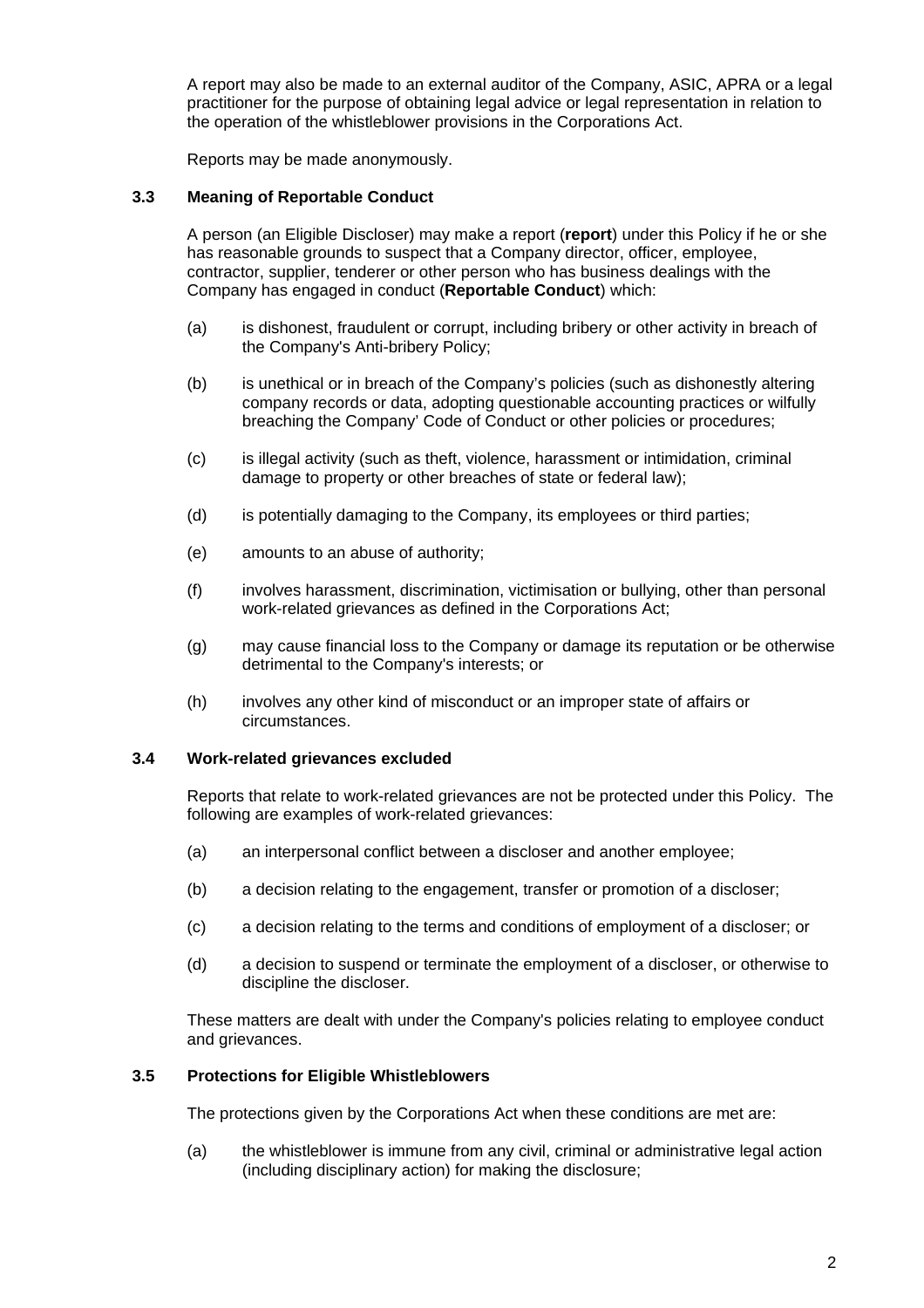A report may also be made to an external auditor of the Company, ASIC, APRA or a legal practitioner for the purpose of obtaining legal advice or legal representation in relation to the operation of the whistleblower provisions in the Corporations Act.

Reports may be made anonymously.

### 3.3 Meaning of Reportable Conduct

A person (an Eligible Discloser) may make a report (**report**) under this Policy if he or she has reasonable grounds to suspect that a Company director, officer, employee, contractor, supplier, tenderer or other person who has business dealings with the Company has engaged in conduct (**Reportable Conduct**) which:

(a) is dishonest, fraudulent or corrupt, including bribery or other activity in breach of the Company's Anti-bribery Policy;

(b) is unethical or in breach of the Company's policies (such as dishonestly altering company records or data, adopting questionable accounting practices or wilfully breaching the Company' Code of Conduct or other policies or procedures;

(c) is illegal activity (such as theft, violence, harassment or intimidation, criminal damage to property or other breaches of state or federal law);

(d) is potentially damaging to the Company, its employees or third parties;

(e) amounts to an abuse of authority;

(f) involves harassment, discrimination, victimisation or bullying, other than personal work-related grievances as defined in the Corporations Act;

(g) may cause financial loss to the Company or damage its reputation or be otherwise detrimental to the Company's interests; or

(h) involves any other kind of misconduct or an improper state of affairs or circumstances.

### 3.4 Work-related grievances excluded

Reports that relate to work-related grievances are not be protected under this Policy. The following are examples of work-related grievances:

(a) an interpersonal conflict between a discloser and another employee;

(b) a decision relating to the engagement, transfer or promotion of a discloser;

(c) a decision relating to the terms and conditions of employment of a discloser; or

(d) a decision to suspend or terminate the employment of a discloser, or otherwise to discipline the discloser.

These matters are dealt with under the Company's policies relating to employee conduct and grievances.

### 3.5 Protections for Eligible Whistleblowers

The protections given by the Corporations Act when these conditions are met are:

(a) the whistleblower is immune from any civil, criminal or administrative legal action (including disciplinary action) for making the disclosure;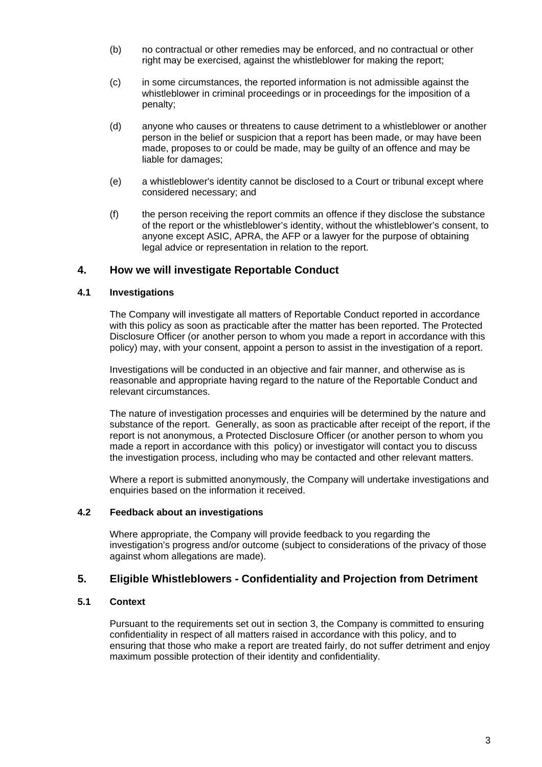(b) no contractual or other remedies may be enforced, and no contractual or other right may be exercised, against the whistleblower for making the report;

(c) in some circumstances, the reported information is not admissible against the whistleblower in criminal proceedings or in proceedings for the imposition of a penalty;

(d) anyone who causes or threatens to cause detriment to a whistleblower or another person in the belief or suspicion that a report has been made, or may have been made, proposes to or could be made, may be guilty of an offence and may be liable for damages;

(e) a whistleblower's identity cannot be disclosed to a Court or tribunal except where considered necessary; and

(f) the person receiving the report commits an offence if they disclose the substance of the report or the whistleblower's identity, without the whistleblower's consent, to anyone except ASIC, APRA, the AFP or a lawyer for the purpose of obtaining legal advice or representation in relation to the report.

## 4. How we will investigate Reportable Conduct

### 4.1 Investigations

The Company will investigate all matters of Reportable Conduct reported in accordance with this policy as soon as practicable after the matter has been reported. The Protected Disclosure Officer (or another person to whom you made a report in accordance with this policy) may, with your consent, appoint a person to assist in the investigation of a report.

Investigations will be conducted in an objective and fair manner, and otherwise as is reasonable and appropriate having regard to the nature of the Reportable Conduct and relevant circumstances.

The nature of investigation processes and enquiries will be determined by the nature and substance of the report. Generally, as soon as practicable after receipt of the report, if the report is not anonymous, a Protected Disclosure Officer (or another person to whom you made a report in accordance with this policy) or investigator will contact you to discuss the investigation process, including who may be contacted and other relevant matters.

Where a report is submitted anonymously, the Company will undertake investigations and enquiries based on the information it received.

### 4.2 Feedback about an investigations

Where appropriate, the Company will provide feedback to you regarding the investigation's progress and/or outcome (subject to considerations of the privacy of those against whom allegations are made).

## 5. Eligible Whistleblowers - Confidentiality and Projection from Detriment

### 5.1 Context

Pursuant to the requirements set out in section 3, the Company is committed to ensuring confidentiality in respect of all matters raised in accordance with this policy, and to ensuring that those who make a report are treated fairly, do not suffer detriment and enjoy maximum possible protection of their identity and confidentiality.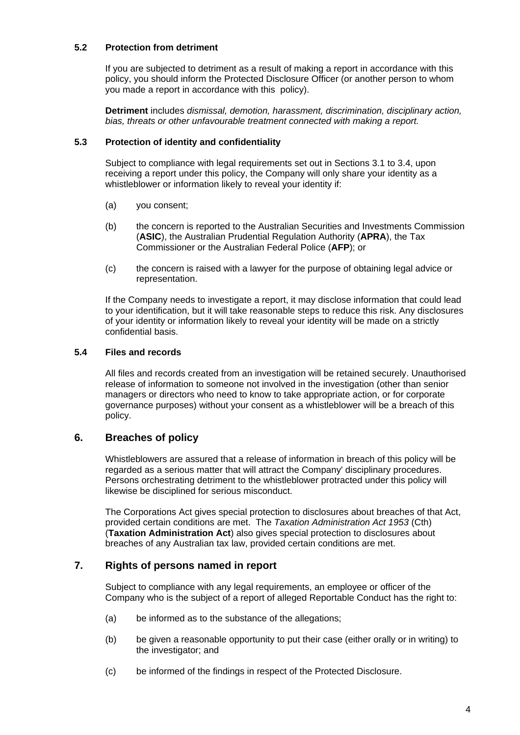### 5.2 Protection from detriment

If you are subjected to detriment as a result of making a report in accordance with this policy, you should inform the Protected Disclosure Officer (or another person to whom you made a report in accordance with this policy).

**Detriment** includes *dismissal, demotion, harassment, discrimination, disciplinary action, bias, threats or other unfavourable treatment connected with making a report.*

### 5.3 Protection of identity and confidentiality

Subject to compliance with legal requirements set out in Sections 3.1 to 3.4, upon receiving a report under this policy, the Company will only share your identity as a whistleblower or information likely to reveal your identity if:

(a) you consent;

(b) the concern is reported to the Australian Securities and Investments Commission (**ASIC**), the Australian Prudential Regulation Authority (**APRA**), the Tax Commissioner or the Australian Federal Police (**AFP**); or

(c) the concern is raised with a lawyer for the purpose of obtaining legal advice or representation.

If the Company needs to investigate a report, it may disclose information that could lead to your identification, but it will take reasonable steps to reduce this risk. Any disclosures of your identity or information likely to reveal your identity will be made on a strictly confidential basis.

### 5.4 Files and records

All files and records created from an investigation will be retained securely. Unauthorised release of information to someone not involved in the investigation (other than senior managers or directors who need to know to take appropriate action, or for corporate governance purposes) without your consent as a whistleblower will be a breach of this policy.

## 6. Breaches of policy

Whistleblowers are assured that a release of information in breach of this policy will be regarded as a serious matter that will attract the Company' disciplinary procedures. Persons orchestrating detriment to the whistleblower protracted under this policy will likewise be disciplined for serious misconduct.

The Corporations Act gives special protection to disclosures about breaches of that Act, provided certain conditions are met. The *Taxation Administration Act 1953* (Cth) (**Taxation Administration Act**) also gives special protection to disclosures about breaches of any Australian tax law, provided certain conditions are met.

## 7. Rights of persons named in report

Subject to compliance with any legal requirements, an employee or officer of the Company who is the subject of a report of alleged Reportable Conduct has the right to:

(a) be informed as to the substance of the allegations;

(b) be given a reasonable opportunity to put their case (either orally or in writing) to the investigator; and

(c) be informed of the findings in respect of the Protected Disclosure.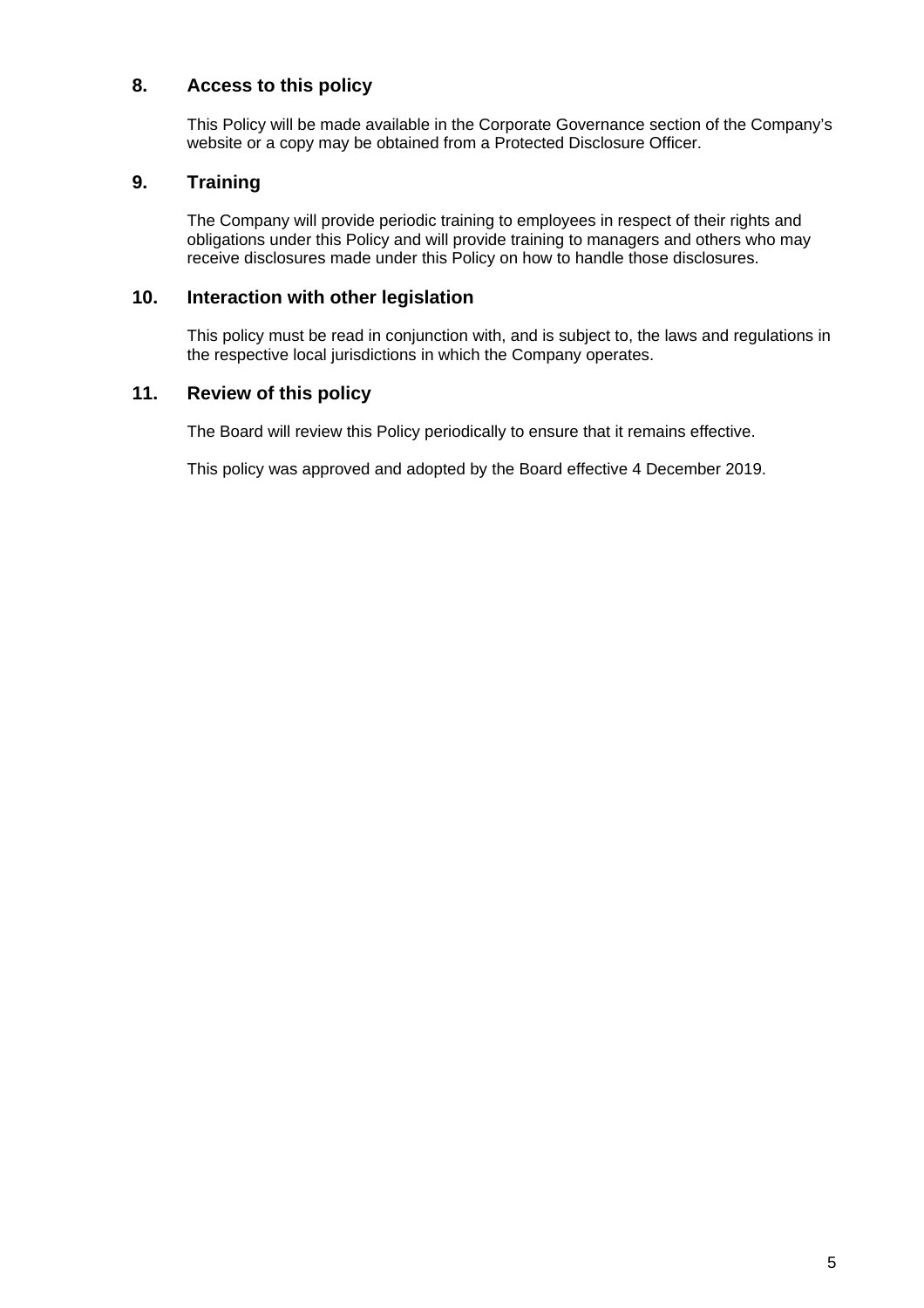## 8. Access to this policy

This Policy will be made available in the Corporate Governance section of the Company's website or a copy may be obtained from a Protected Disclosure Officer.

## 9. Training

The Company will provide periodic training to employees in respect of their rights and obligations under this Policy and will provide training to managers and others who may receive disclosures made under this Policy on how to handle those disclosures.

## 10. Interaction with other legislation

This policy must be read in conjunction with, and is subject to, the laws and regulations in the respective local jurisdictions in which the Company operates.

## 11. Review of this policy

The Board will review this Policy periodically to ensure that it remains effective.

This policy was approved and adopted by the Board effective 4 December 2019.